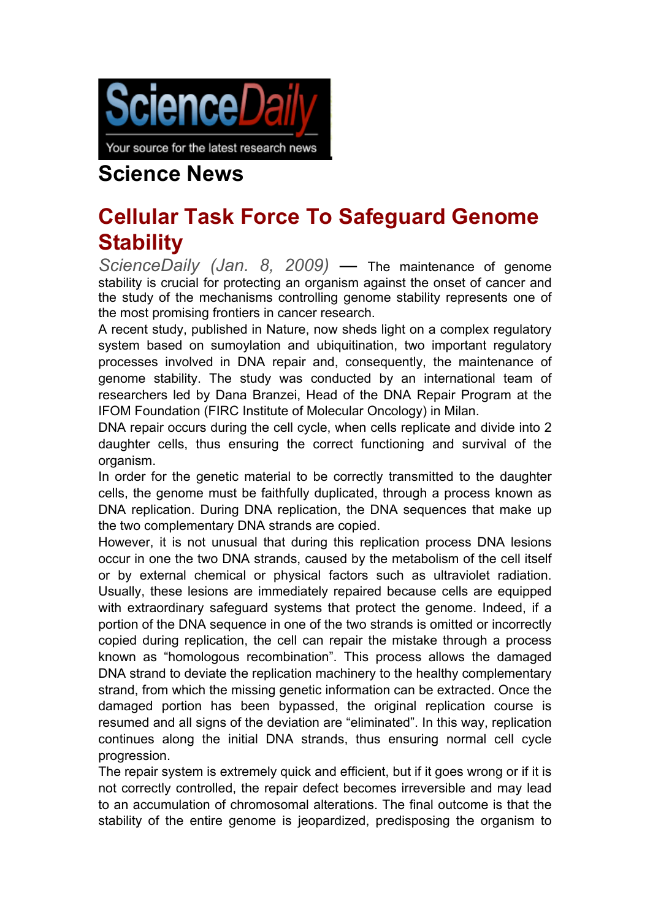ScienceDaily

Your source for the latest research news

# Science News

## Cellular Task Force To Safeguard Genome Stability

*ScienceDaily (Jan. 8, 2009)* — The maintenance of genome stability is crucial for protecting an organism against the onset of cancer and the study of the mechanisms controlling genome stability represents one of the most promising frontiers in cancer research.

A recent study, published in Nature, now sheds light on a complex regulatory system based on sumoylation and ubiquitination, two important regulatory processes involved in DNA repair and, consequently, the maintenance of genome stability. The study was conducted by an international team of researchers led by Dana Branzei, Head of the DNA Repair Program at the IFOM Foundation (FIRC Institute of Molecular Oncology) in Milan.

DNA repair occurs during the cell cycle, when cells replicate and divide into 2 daughter cells, thus ensuring the correct functioning and survival of the organism.

In order for the genetic material to be correctly transmitted to the daughter cells, the genome must be faithfully duplicated, through a process known as DNA replication. During DNA replication, the DNA sequences that make up the two complementary DNA strands are copied.

However, it is not unusual that during this replication process DNA lesions occur in one the two DNA strands, caused by the metabolism of the cell itself or by external chemical or physical factors such as ultraviolet radiation. Usually, these lesions are immediately repaired because cells are equipped with extraordinary safeguard systems that protect the genome. Indeed, if a portion of the DNA sequence in one of the two strands is omitted or incorrectly copied during replication, the cell can repair the mistake through a process known as "homologous recombination". This process allows the damaged DNA strand to deviate the replication machinery to the healthy complementary strand, from which the missing genetic information can be extracted. Once the damaged portion has been bypassed, the original replication course is resumed and all signs of the deviation are "eliminated". In this way, replication continues along the initial DNA strands, thus ensuring normal cell cycle progression.

The repair system is extremely quick and efficient, but if it goes wrong or if it is not correctly controlled, the repair defect becomes irreversible and may lead to an accumulation of chromosomal alterations. The final outcome is that the stability of the entire genome is jeopardized, predisposing the organism to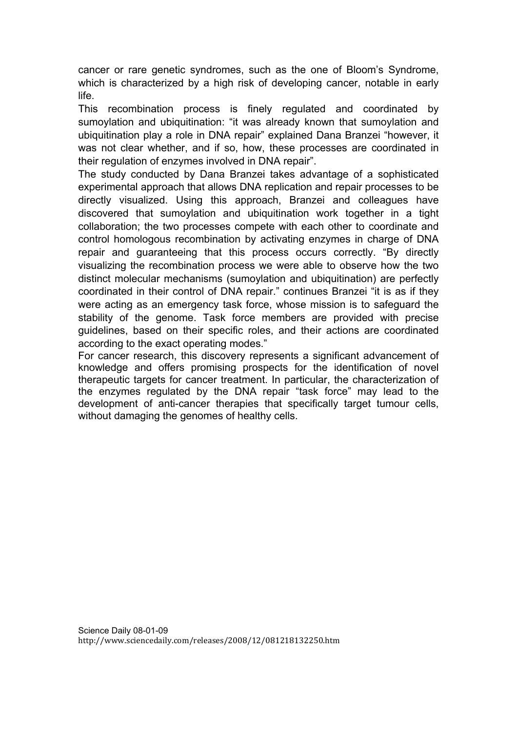cancer or rare genetic syndromes, such as the one of Bloom's Syndrome, which is characterized by a high risk of developing cancer, notable in early life.

This recombination process is finely regulated and coordinated by sumoylation and ubiquitination: "it was already known that sumoylation and ubiquitination play a role in DNA repair" explained Dana Branzei "however, it was not clear whether, and if so, how, these processes are coordinated in their regulation of enzymes involved in DNA repair".

The study conducted by Dana Branzei takes advantage of a sophisticated experimental approach that allows DNA replication and repair processes to be directly visualized. Using this approach, Branzei and colleagues have discovered that sumoylation and ubiquitination work together in a tight collaboration; the two processes compete with each other to coordinate and control homologous recombination by activating enzymes in charge of DNA repair and guaranteeing that this process occurs correctly. "By directly visualizing the recombination process we were able to observe how the two distinct molecular mechanisms (sumoylation and ubiquitination) are perfectly coordinated in their control of DNA repair." continues Branzei "it is as if they were acting as an emergency task force, whose mission is to safeguard the stability of the genome. Task force members are provided with precise guidelines, based on their specific roles, and their actions are coordinated according to the exact operating modes."

For cancer research, this discovery represents a significant advancement of knowledge and offers promising prospects for the identification of novel therapeutic targets for cancer treatment. In particular, the characterization of the enzymes regulated by the DNA repair "task force" may lead to the development of anti-cancer therapies that specifically target tumour cells, without damaging the genomes of healthy cells.

Science Daily 08-01-09
http://www.sciencedaily.com/releases/2008/12/081218132250.htm